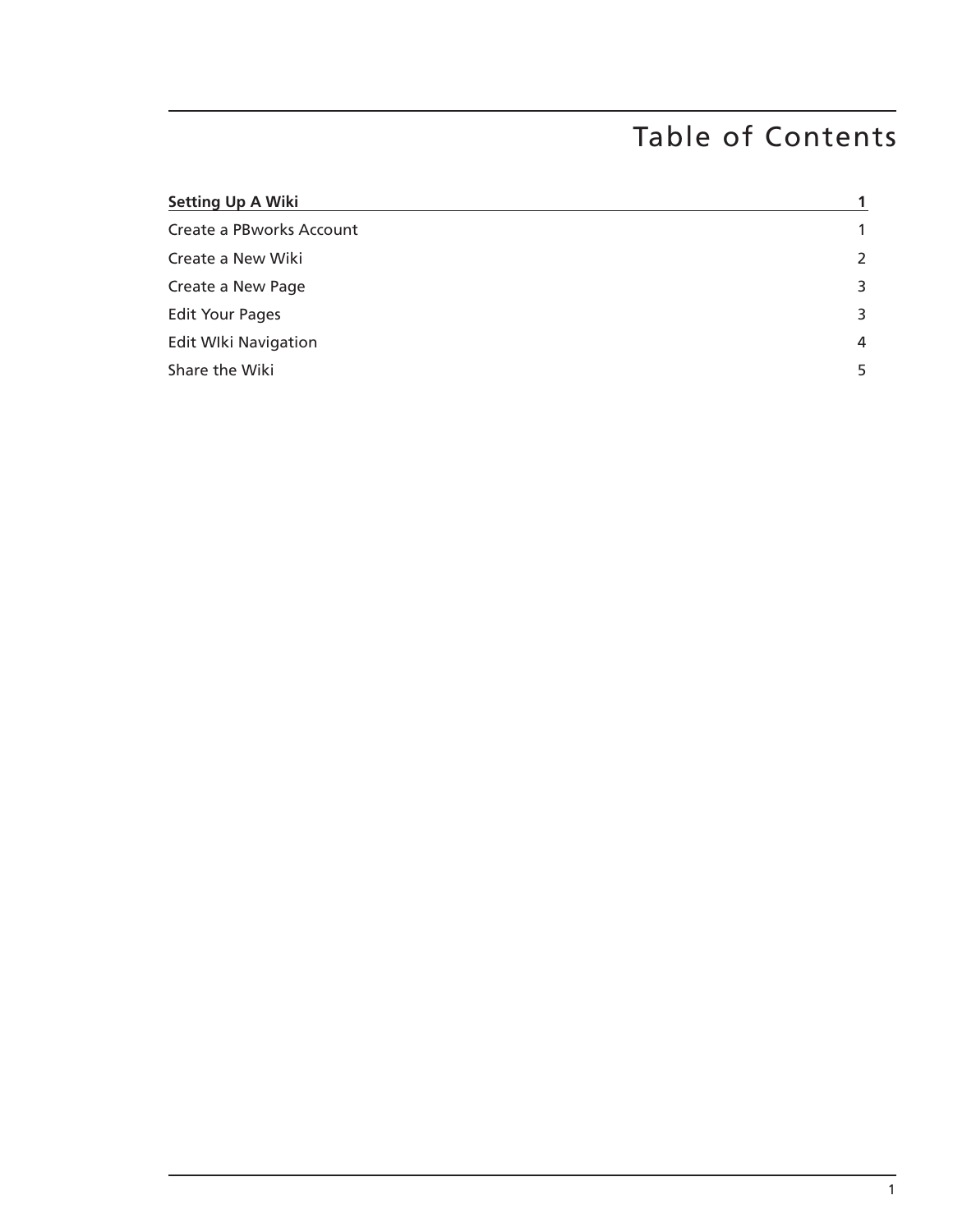# Table of Contents

| **Setting Up A Wiki** | **1** |
| --- | --- |
| Create a PBworks Account | 1 |
| Create a New Wiki | 2 |
| Create a New Page | 3 |
| Edit Your Pages | 3 |
| Edit WIki Navigation | 4 |
| Share the Wiki | 5 |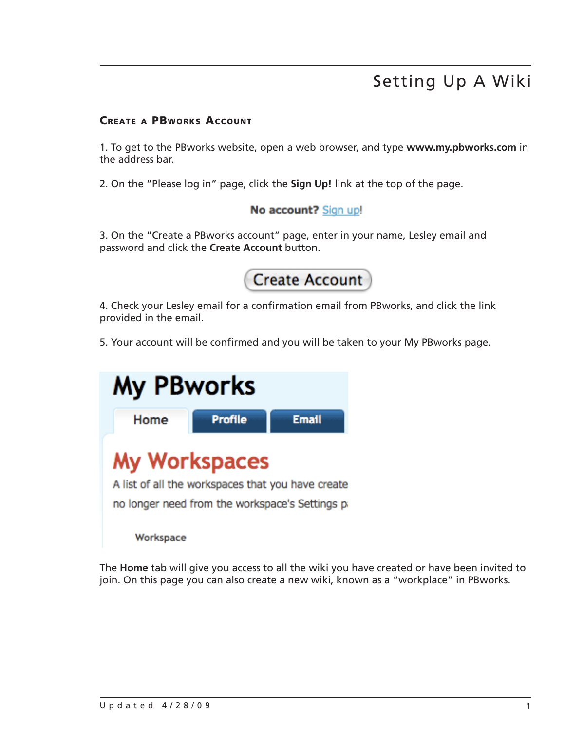# Setting Up A Wiki

## Create a PBworks Account

1. To get to the PBworks website, open a web browser, and type **www.my.pbworks.com** in the address bar.

2. On the "Please log in" page, click the **Sign Up!** link at the top of the page.

No account? Sign up!

3. On the "Create a PBworks account" page, enter in your name, Lesley email and password and click the **Create Account** button.

Create Account

4. Check your Lesley email for a confirmation email from PBworks, and click the link provided in the email.

5. Your account will be confirmed and you will be taken to your My PBworks page.

My PBworks

Home | Profile | Email

My Workspaces

A list of all the workspaces that you have create

no longer need from the workspace's Settings p

Workspace

The **Home** tab will give you access to all the wiki you have created or have been invited to join. On this page you can also create a new wiki, known as a "workplace" in PBworks.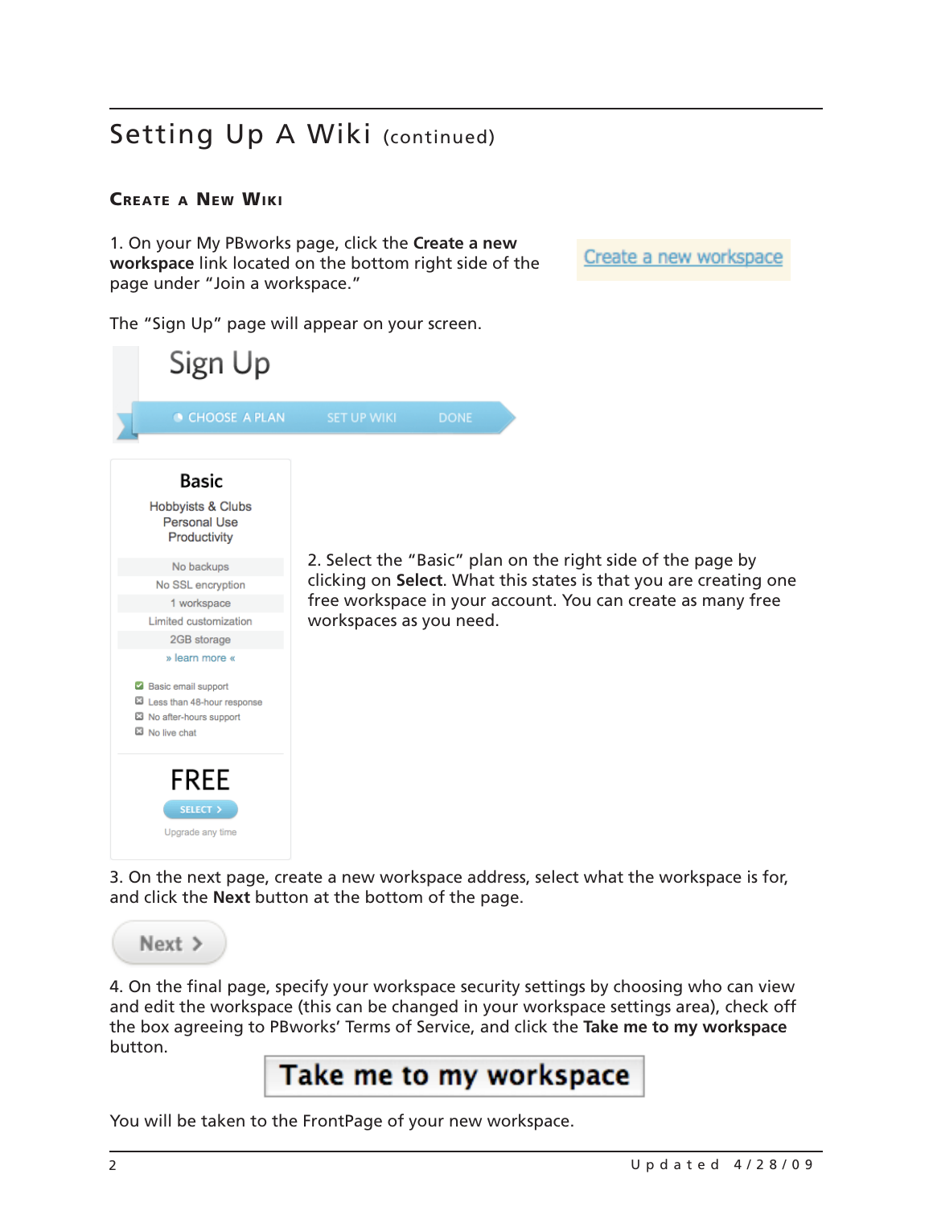# Setting Up A Wiki (continued)

## Create a New Wiki

1. On your My PBworks page, click the **Create a new workspace** link located on the bottom right side of the page under "Join a workspace."

Create a new workspace

The "Sign Up" page will appear on your screen.

Sign Up

CHOOSE A PLAN SET UP WIKI DONE

**Basic**

Hobbyists & Clubs
Personal Use
Productivity

No backups
No SSL encryption
1 workspace
Limited customization
2GB storage
» learn more «

Basic email support
Less than 48-hour response
No after-hours support
No live chat

FREE

SELECT ›

Upgrade any time

2. Select the "Basic" plan on the right side of the page by clicking on **Select**. What this states is that you are creating one free workspace in your account. You can create as many free workspaces as you need.

3. On the next page, create a new workspace address, select what the workspace is for, and click the **Next** button at the bottom of the page.

Next ›

4. On the final page, specify your workspace security settings by choosing who can view and edit the workspace (this can be changed in your workspace settings area), check off the box agreeing to PBworks' Terms of Service, and click the **Take me to my workspace** button.

Take me to my workspace

You will be taken to the FrontPage of your new workspace.

Updated 4/28/09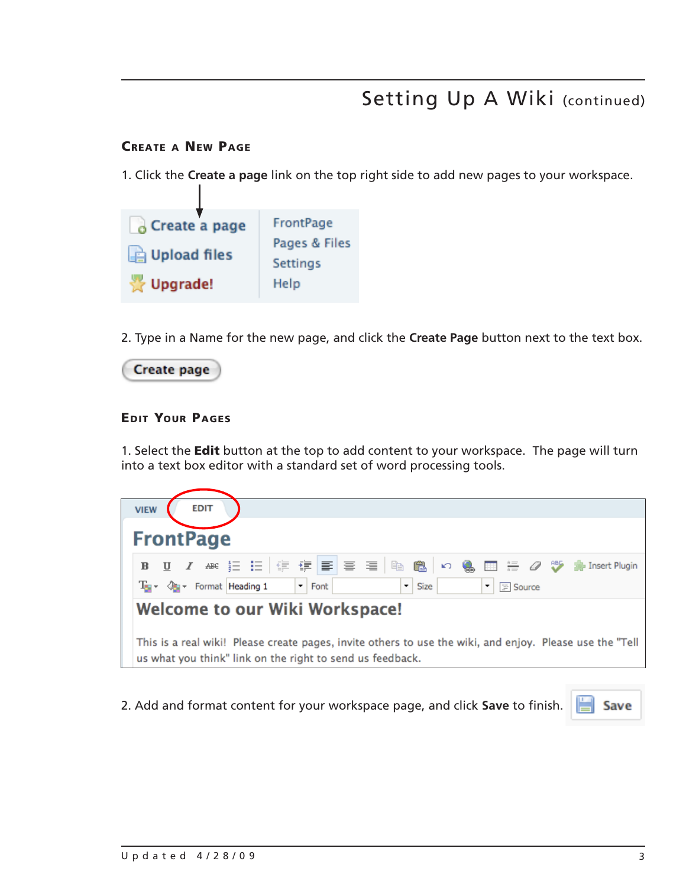## Setting Up A Wiki (continued)

### Create a New Page

1. Click the **Create a page** link on the top right side to add new pages to your workspace.

2. Type in a Name for the new page, and click the **Create Page** button next to the text box.

### Edit Your Pages

1. Select the **Edit** button at the top to add content to your workspace. The page will turn into a text box editor with a standard set of word processing tools.

2. Add and format content for your workspace page, and click **Save** to finish.

Updated 4/28/09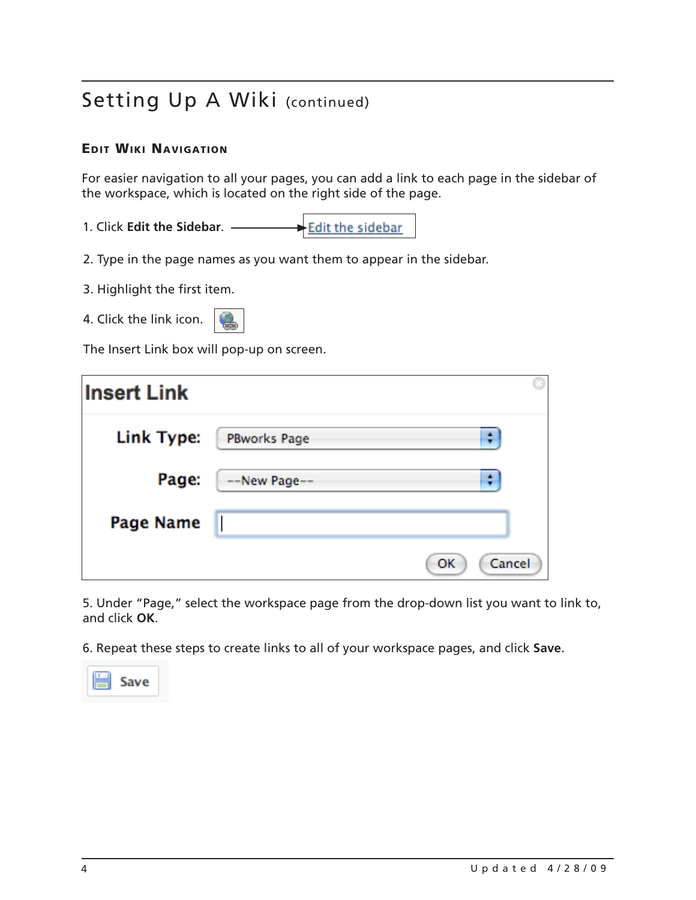# Setting Up A Wiki (continued)

## Edit Wiki Navigation

For easier navigation to all your pages, you can add a link to each page in the sidebar of the workspace, which is located on the right side of the page.

1. Click **Edit the Sidebar**.

2. Type in the page names as you want them to appear in the sidebar.

3. Highlight the first item.

4. Click the link icon.

The Insert Link box will pop-up on screen.

5. Under "Page," select the workspace page from the drop-down list you want to link to, and click **OK**.

6. Repeat these steps to create links to all of your workspace pages, and click **Save**.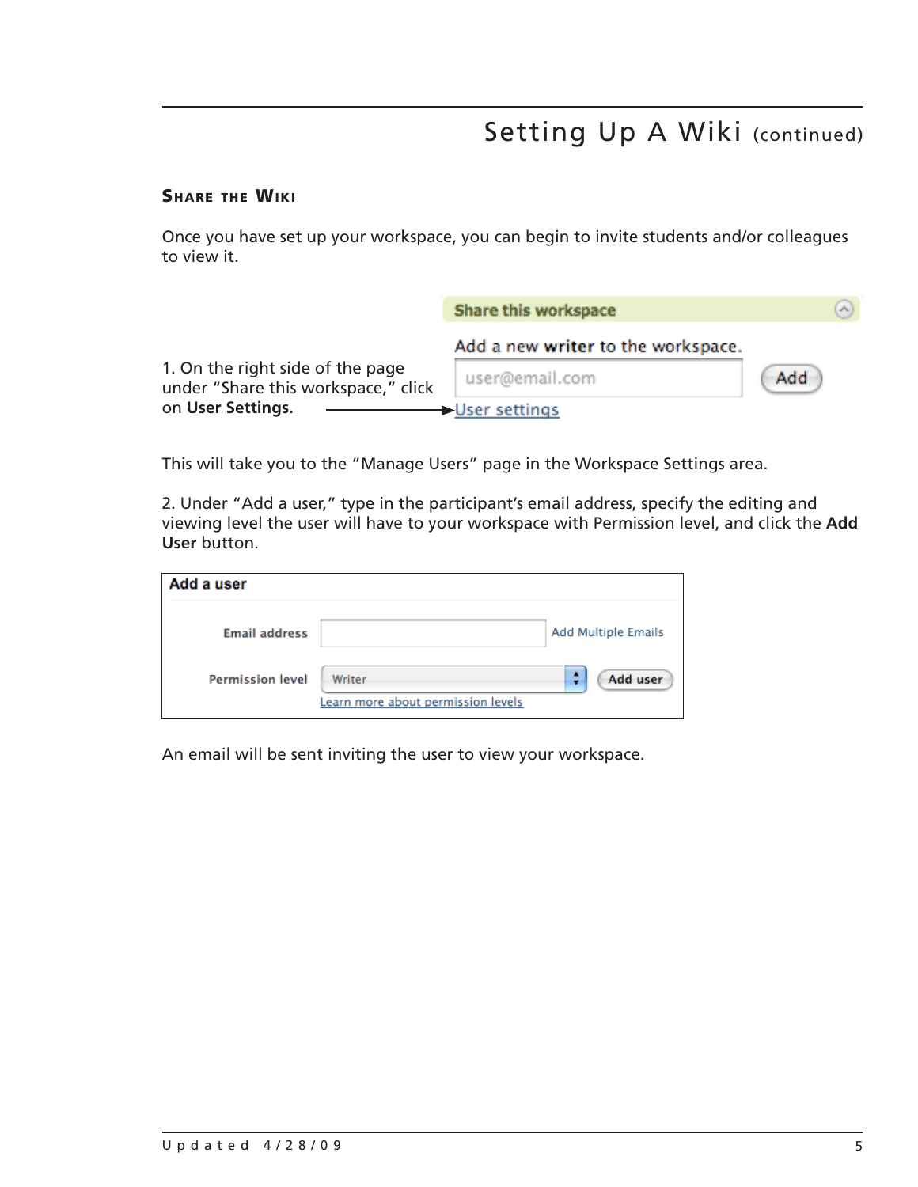# Setting Up A Wiki (continued)

## Share the Wiki

Once you have set up your workspace, you can begin to invite students and/or colleagues to view it.

1. On the right side of the page under "Share this workspace," click on **User Settings**.

Share this workspace

Add a new **writer** to the workspace.

user@email.com

Add

User settings

This will take you to the "Manage Users" page in the Workspace Settings area.

2. Under "Add a user," type in the participant's email address, specify the editing and viewing level the user will have to your workspace with Permission level, and click the **Add User** button.

Add a user

Email address

Add Multiple Emails

Permission level

Writer

Add user

Learn more about permission levels

An email will be sent inviting the user to view your workspace.

Updated 4/28/09